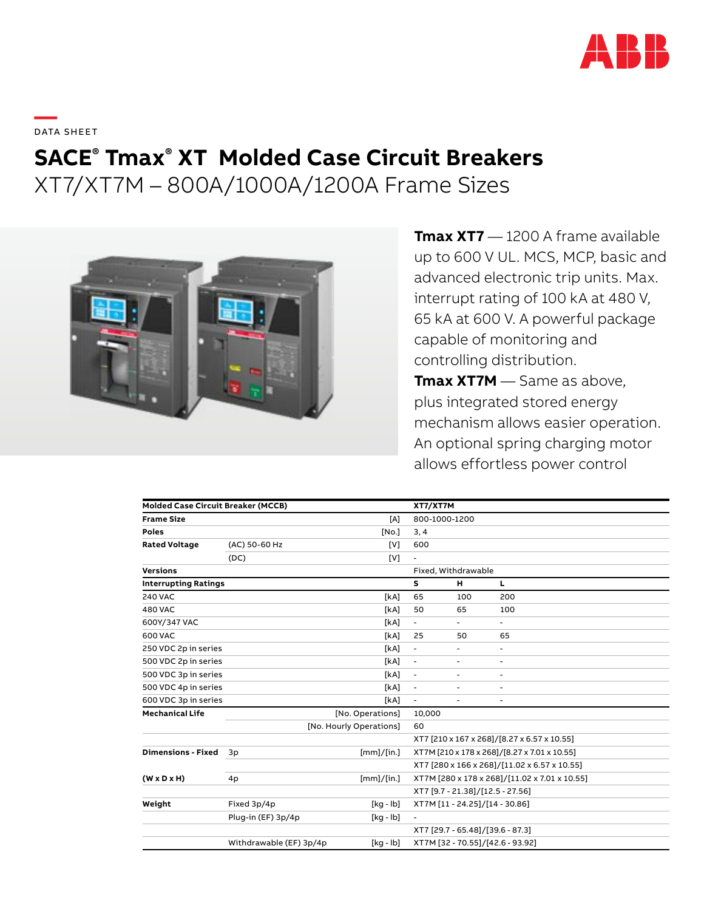DATA SHEET

# SACE® Tmax® XT Molded Case Circuit Breakers

## XT7/XT7M – 800A/1000A/1200A Frame Sizes

**Tmax XT7** — 1200 A frame available up to 600 V UL. MCS, MCP, basic and advanced electronic trip units. Max. interrupt rating of 100 kA at 480 V, 65 kA at 600 V. A powerful package capable of monitoring and controlling distribution.

**Tmax XT7M** — Same as above, plus integrated stored energy mechanism allows easier operation. An optional spring charging motor allows effortless power control

| Molded Case Circuit Breaker (MCCB) | | | XT7/XT7M | | |
|---|---|---|---|---|---|
| **Frame Size** | | [A] | 800-1000-1200 | | |
| **Poles** | | [No.] | 3, 4 | | |
| **Rated Voltage** | (AC) 50-60 Hz | [V] | 600 | | |
| | (DC) | [V] | - | | |
| **Versions** | | | Fixed, Withdrawable | | |
| **Interrupting Ratings** | | | **S** | **H** | **L** |
| 240 VAC | | [kA] | 65 | 100 | 200 |
| 480 VAC | | [kA] | 50 | 65 | 100 |
| 600Y/347 VAC | | [kA] | - | - | - |
| 600 VAC | | [kA] | 25 | 50 | 65 |
| 250 VDC 2p in series | | [kA] | - | - | - |
| 500 VDC 2p in series | | [kA] | - | - | - |
| 500 VDC 3p in series | | [kA] | - | - | - |
| 500 VDC 4p in series | | [kA] | - | - | - |
| 600 VDC 3p in series | | [kA] | - | - | - |
| **Mechanical Life** | | [No. Operations] | 10,000 | | |
| | | [No. Hourly Operations] | 60 | | |
| **Dimensions - Fixed** | 3p | [mm]/[in.] | XT7 [210 x 167 x 268]/[8.27 x 6.57 x 10.55] | | |
| | | | XT7M [210 x 178 x 268]/[8.27 x 7.01 x 10.55] | | |
| **(W x D x H)** | 4p | [mm]/[in.] | XT7 [280 x 166 x 268]/[11.02 x 6.57 x 10.55] | | |
| | | | XT7M [280 x 178 x 268]/[11.02 x 7.01 x 10.55] | | |
| **Weight** | Fixed 3p/4p | [kg - lb] | XT7 [9.7 - 21.38]/[12.5 - 27.56] | | |
| | | | XT7M [11 - 24.25]/[14 - 30.86] | | |
| | Plug-in (EF) 3p/4p | [kg - lb] | - | | |
| | Withdrawable (EF) 3p/4p | [kg - lb] | XT7 [29.7 - 65.48]/[39.6 - 87.3] | | |
| | | | XT7M [32 - 70.55]/[42.6 - 93.92] | | |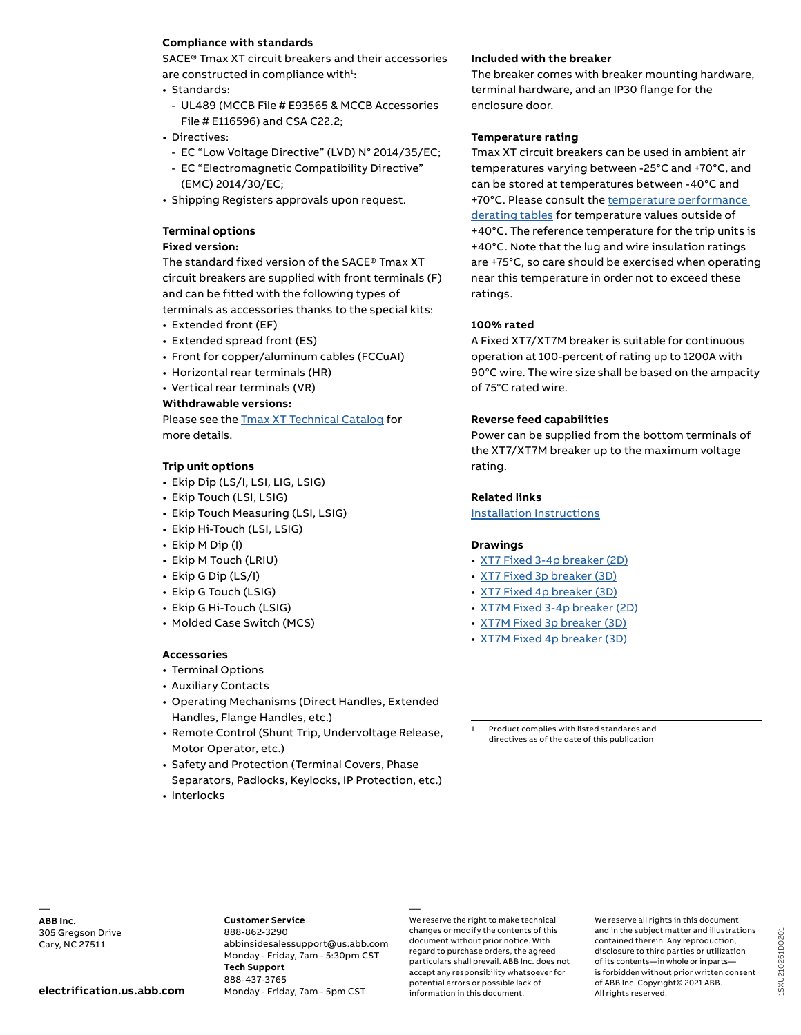## Compliance with standards

SACE® Tmax XT circuit breakers and their accessories are constructed in compliance with[1]:

- Standards:
  - UL489 (MCCB File # E93565 & MCCB Accessories File # E116596) and CSA C22.2;
- Directives:
  - EC "Low Voltage Directive" (LVD) N° 2014/35/EC;
  - EC "Electromagnetic Compatibility Directive" (EMC) 2014/30/EC;
- Shipping Registers approvals upon request.

## Terminal options

**Fixed version:**

The standard fixed version of the SACE® Tmax XT circuit breakers are supplied with front terminals (F) and can be fitted with the following types of terminals as accessories thanks to the special kits:

- Extended front (EF)
- Extended spread front (ES)
- Front for copper/aluminum cables (FCCuAl)
- Horizontal rear terminals (HR)
- Vertical rear terminals (VR)

**Withdrawable versions:**

Please see the Tmax XT Technical Catalog for more details.

## Trip unit options

- Ekip Dip (LS/I, LSI, LIG, LSIG)
- Ekip Touch (LSI, LSIG)
- Ekip Touch Measuring (LSI, LSIG)
- Ekip Hi-Touch (LSI, LSIG)
- Ekip M Dip (I)
- Ekip M Touch (LRIU)
- Ekip G Dip (LS/I)
- Ekip G Touch (LSIG)
- Ekip G Hi-Touch (LSIG)
- Molded Case Switch (MCS)

## Accessories

- Terminal Options
- Auxiliary Contacts
- Operating Mechanisms (Direct Handles, Extended Handles, Flange Handles, etc.)
- Remote Control (Shunt Trip, Undervoltage Release, Motor Operator, etc.)
- Safety and Protection (Terminal Covers, Phase Separators, Padlocks, Keylocks, IP Protection, etc.)
- Interlocks

## Included with the breaker

The breaker comes with breaker mounting hardware, terminal hardware, and an IP30 flange for the enclosure door.

## Temperature rating

Tmax XT circuit breakers can be used in ambient air temperatures varying between -25°C and +70°C, and can be stored at temperatures between -40°C and +70°C. Please consult the temperature performance derating tables for temperature values outside of +40°C. The reference temperature for the trip units is +40°C. Note that the lug and wire insulation ratings are +75°C, so care should be exercised when operating near this temperature in order not to exceed these ratings.

## 100% rated

A Fixed XT7/XT7M breaker is suitable for continuous operation at 100-percent of rating up to 1200A with 90°C wire. The wire size shall be based on the ampacity of 75°C rated wire.

## Reverse feed capabilities

Power can be supplied from the bottom terminals of the XT7/XT7M breaker up to the maximum voltage rating.

## Related links

Installation Instructions

## Drawings

- XT7 Fixed 3-4p breaker (2D)
- XT7 Fixed 3p breaker (3D)
- XT7 Fixed 4p breaker (3D)
- XT7M Fixed 3-4p breaker (2D)
- XT7M Fixed 3p breaker (3D)
- XT7M Fixed 4p breaker (3D)

1. Product complies with listed standards and directives as of the date of this publication

---

**ABB Inc.**
305 Gregson Drive
Cary, NC 27511

**electrification.us.abb.com**

**Customer Service**
888-862-3290
abbinsidesalessupport@us.abb.com
Monday - Friday, 7am - 5:30pm CST
**Tech Support**
888-437-3765
Monday - Friday, 7am - 5pm CST

We reserve the right to make technical changes or modify the contents of this document without prior notice. With regard to purchase orders, the agreed particulars shall prevail. ABB Inc. does not accept any responsibility whatsoever for potential errors or possible lack of information in this document.

We reserve all rights in this document and in the subject matter and illustrations contained therein. Any reproduction, disclosure to third parties or utilization of its contents—in whole or in parts—is forbidden without prior written consent of ABB Inc. Copyright© 2021 ABB. All rights reserved.

1SXU210261D0201